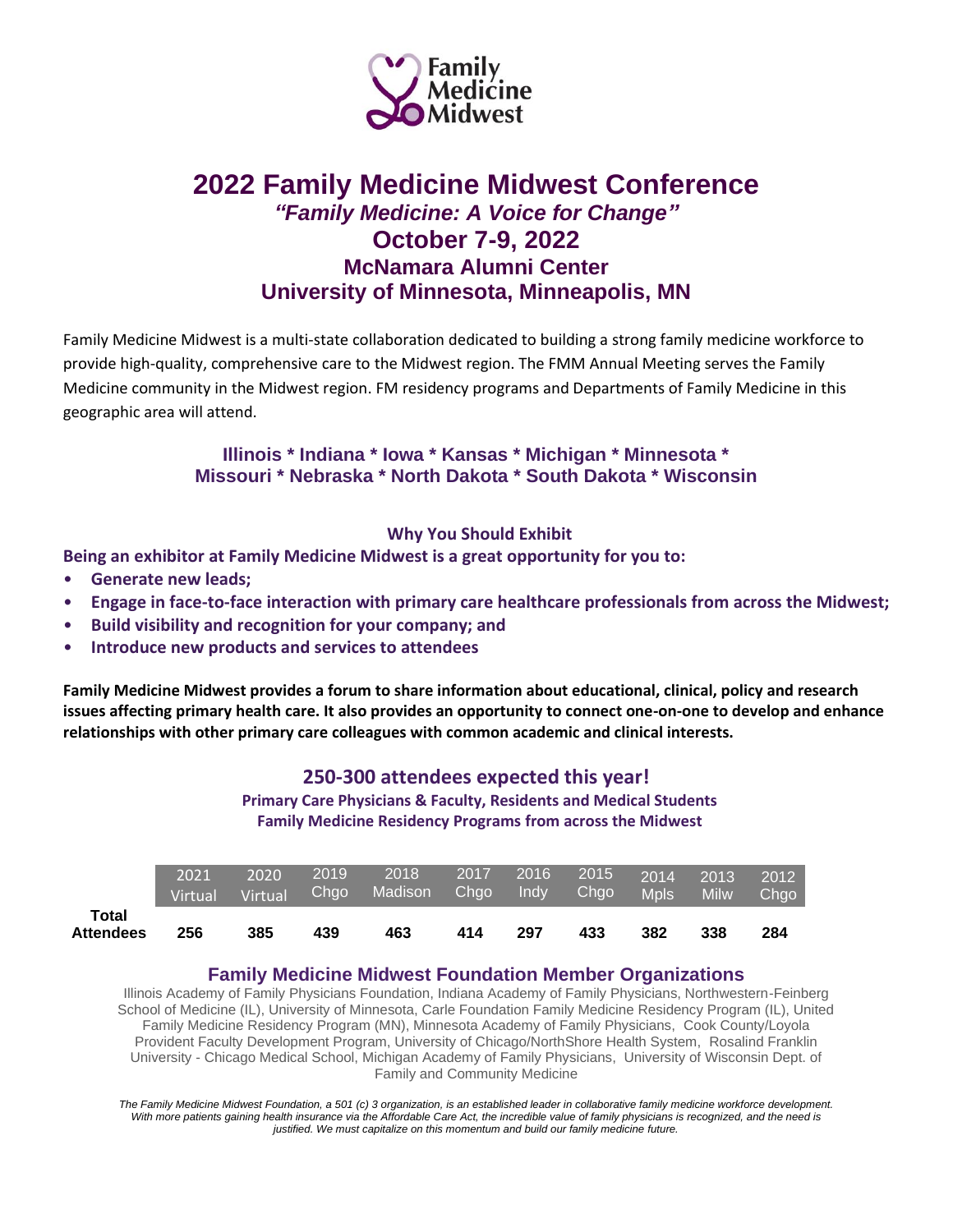Family Medicine Midwest

# 2022 Family Medicine Midwest Conference

## *"Family Medicine: A Voice for Change"*

## October 7-9, 2022

### McNamara Alumni Center

### University of Minnesota, Minneapolis, MN

Family Medicine Midwest is a multi-state collaboration dedicated to building a strong family medicine workforce to provide high-quality, comprehensive care to the Midwest region. The FMM Annual Meeting serves the Family Medicine community in the Midwest region. FM residency programs and Departments of Family Medicine in this geographic area will attend.

**Illinois * Indiana * Iowa * Kansas * Michigan * Minnesota * Missouri * Nebraska * North Dakota * South Dakota * Wisconsin**

**Why You Should Exhibit**

**Being an exhibitor at Family Medicine Midwest is a great opportunity for you to:**

- **Generate new leads;**
- **Engage in face-to-face interaction with primary care healthcare professionals from across the Midwest;**
- **Build visibility and recognition for your company; and**
- **Introduce new products and services to attendees**

**Family Medicine Midwest provides a forum to share information about educational, clinical, policy and research issues affecting primary health care. It also provides an opportunity to connect one-on-one to develop and enhance relationships with other primary care colleagues with common academic and clinical interests.**

## 250-300 attendees expected this year!

**Primary Care Physicians & Faculty, Residents and Medical Students**
**Family Medicine Residency Programs from across the Midwest**

| | 2021 Virtual | 2020 Virtual | 2019 Chgo | 2018 Madison | 2017 Chgo | 2016 Indy | 2015 Chgo | 2014 Mpls | 2013 Milw | 2012 Chgo |
|---|---|---|---|---|---|---|---|---|---|---|
| **Total Attendees** | **256** | **385** | **439** | **463** | **414** | **297** | **433** | **382** | **338** | **284** |

### Family Medicine Midwest Foundation Member Organizations

Illinois Academy of Family Physicians Foundation, Indiana Academy of Family Physicians, Northwestern-Feinberg School of Medicine (IL), University of Minnesota, Carle Foundation Family Medicine Residency Program (IL), United Family Medicine Residency Program (MN), Minnesota Academy of Family Physicians, Cook County/Loyola Provident Faculty Development Program, University of Chicago/NorthShore Health System, Rosalind Franklin University - Chicago Medical School, Michigan Academy of Family Physicians, University of Wisconsin Dept. of Family and Community Medicine

*The Family Medicine Midwest Foundation, a 501 (c) 3 organization, is an established leader in collaborative family medicine workforce development. With more patients gaining health insurance via the Affordable Care Act, the incredible value of family physicians is recognized, and the need is justified. We must capitalize on this momentum and build our family medicine future.*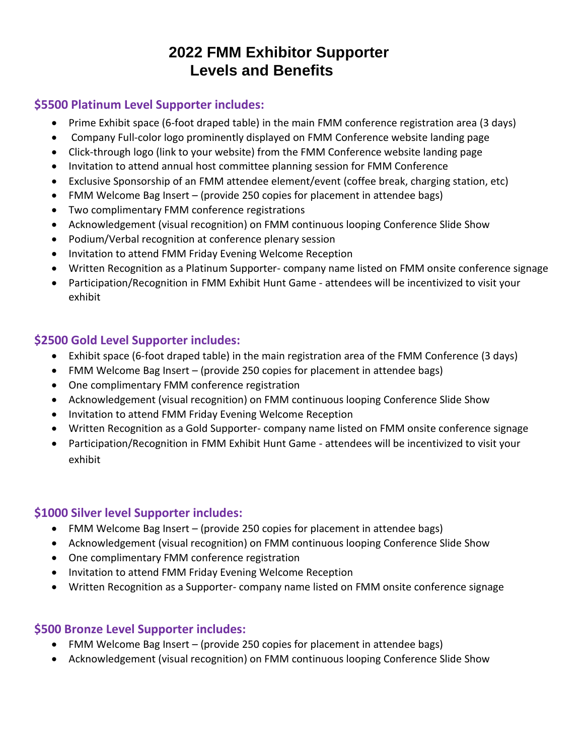# 2022 FMM Exhibitor Supporter Levels and Benefits

## $5500 Platinum Level Supporter includes:

- Prime Exhibit space (6-foot draped table) in the main FMM conference registration area (3 days)
- Company Full-color logo prominently displayed on FMM Conference website landing page
- Click-through logo (link to your website) from the FMM Conference website landing page
- Invitation to attend annual host committee planning session for FMM Conference
- Exclusive Sponsorship of an FMM attendee element/event (coffee break, charging station, etc)
- FMM Welcome Bag Insert – (provide 250 copies for placement in attendee bags)
- Two complimentary FMM conference registrations
- Acknowledgement (visual recognition) on FMM continuous looping Conference Slide Show
- Podium/Verbal recognition at conference plenary session
- Invitation to attend FMM Friday Evening Welcome Reception
- Written Recognition as a Platinum Supporter- company name listed on FMM onsite conference signage
- Participation/Recognition in FMM Exhibit Hunt Game - attendees will be incentivized to visit your exhibit

## $2500 Gold Level Supporter includes:

- Exhibit space (6-foot draped table) in the main registration area of the FMM Conference (3 days)
- FMM Welcome Bag Insert – (provide 250 copies for placement in attendee bags)
- One complimentary FMM conference registration
- Acknowledgement (visual recognition) on FMM continuous looping Conference Slide Show
- Invitation to attend FMM Friday Evening Welcome Reception
- Written Recognition as a Gold Supporter- company name listed on FMM onsite conference signage
- Participation/Recognition in FMM Exhibit Hunt Game - attendees will be incentivized to visit your exhibit

## $1000 Silver level Supporter includes:

- FMM Welcome Bag Insert – (provide 250 copies for placement in attendee bags)
- Acknowledgement (visual recognition) on FMM continuous looping Conference Slide Show
- One complimentary FMM conference registration
- Invitation to attend FMM Friday Evening Welcome Reception
- Written Recognition as a Supporter- company name listed on FMM onsite conference signage

## $500 Bronze Level Supporter includes:

- FMM Welcome Bag Insert – (provide 250 copies for placement in attendee bags)
- Acknowledgement (visual recognition) on FMM continuous looping Conference Slide Show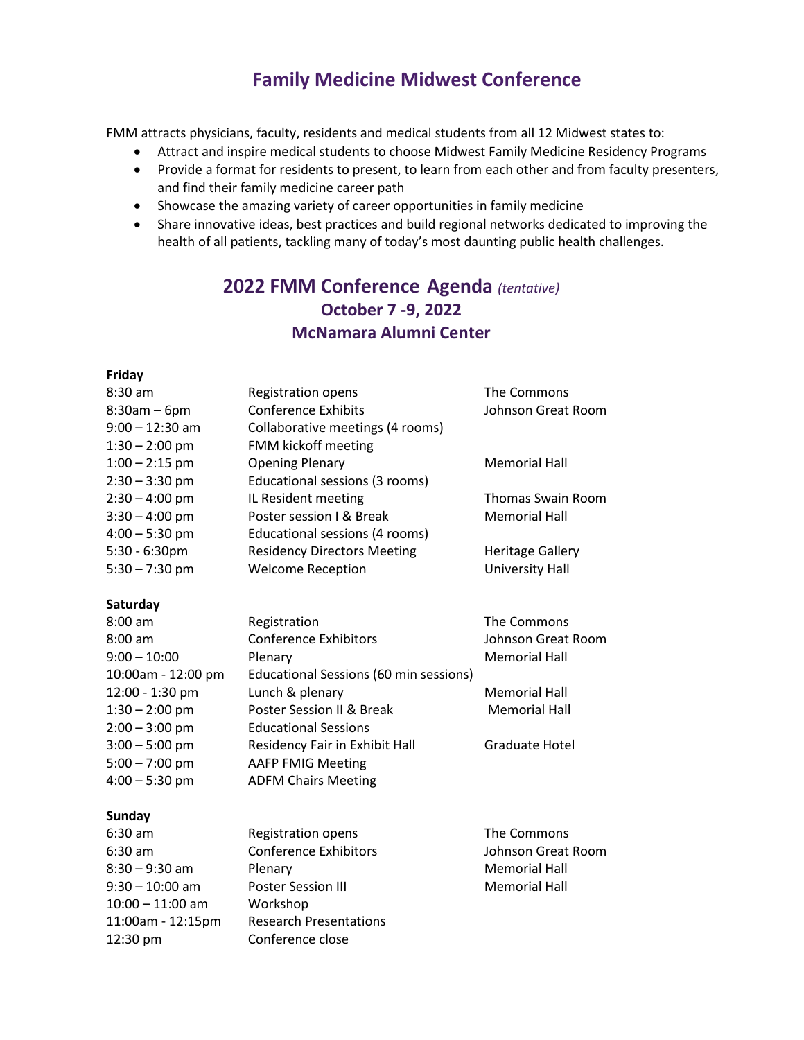## Family Medicine Midwest Conference

FMM attracts physicians, faculty, residents and medical students from all 12 Midwest states to:

- Attract and inspire medical students to choose Midwest Family Medicine Residency Programs
- Provide a format for residents to present, to learn from each other and from faculty presenters, and find their family medicine career path
- Showcase the amazing variety of career opportunities in family medicine
- Share innovative ideas, best practices and build regional networks dedicated to improving the health of all patients, tackling many of today's most daunting public health challenges.

## 2022 FMM Conference Agenda *(tentative)*
### October 7 -9, 2022
### McNamara Alumni Center

**Friday**

| | | |
|---|---|---|
| 8:30 am | Registration opens | The Commons |
| 8:30am – 6pm | Conference Exhibits | Johnson Great Room |
| 9:00 – 12:30 am | Collaborative meetings (4 rooms) | |
| 1:30 – 2:00 pm | FMM kickoff meeting | |
| 1:00 – 2:15 pm | Opening Plenary | Memorial Hall |
| 2:30 – 3:30 pm | Educational sessions (3 rooms) | |
| 2:30 – 4:00 pm | IL Resident meeting | Thomas Swain Room |
| 3:30 – 4:00 pm | Poster session I & Break | Memorial Hall |
| 4:00 – 5:30 pm | Educational sessions (4 rooms) | |
| 5:30 - 6:30pm | Residency Directors Meeting | Heritage Gallery |
| 5:30 – 7:30 pm | Welcome Reception | University Hall |

**Saturday**

| | | |
|---|---|---|
| 8:00 am | Registration | The Commons |
| 8:00 am | Conference Exhibitors | Johnson Great Room |
| 9:00 – 10:00 | Plenary | Memorial Hall |
| 10:00am - 12:00 pm | Educational Sessions (60 min sessions) | |
| 12:00 - 1:30 pm | Lunch & plenary | Memorial Hall |
| 1:30 – 2:00 pm | Poster Session II & Break | Memorial Hall |
| 2:00 – 3:00 pm | Educational Sessions | |
| 3:00 – 5:00 pm | Residency Fair in Exhibit Hall | Graduate Hotel |
| 5:00 – 7:00 pm | AAFP FMIG Meeting | |
| 4:00 – 5:30 pm | ADFM Chairs Meeting | |

**Sunday**

| | | |
|---|---|---|
| 6:30 am | Registration opens | The Commons |
| 6:30 am | Conference Exhibitors | Johnson Great Room |
| 8:30 – 9:30 am | Plenary | Memorial Hall |
| 9:30 – 10:00 am | Poster Session III | Memorial Hall |
| 10:00 – 11:00 am | Workshop | |
| 11:00am - 12:15pm | Research Presentations | |
| 12:30 pm | Conference close | |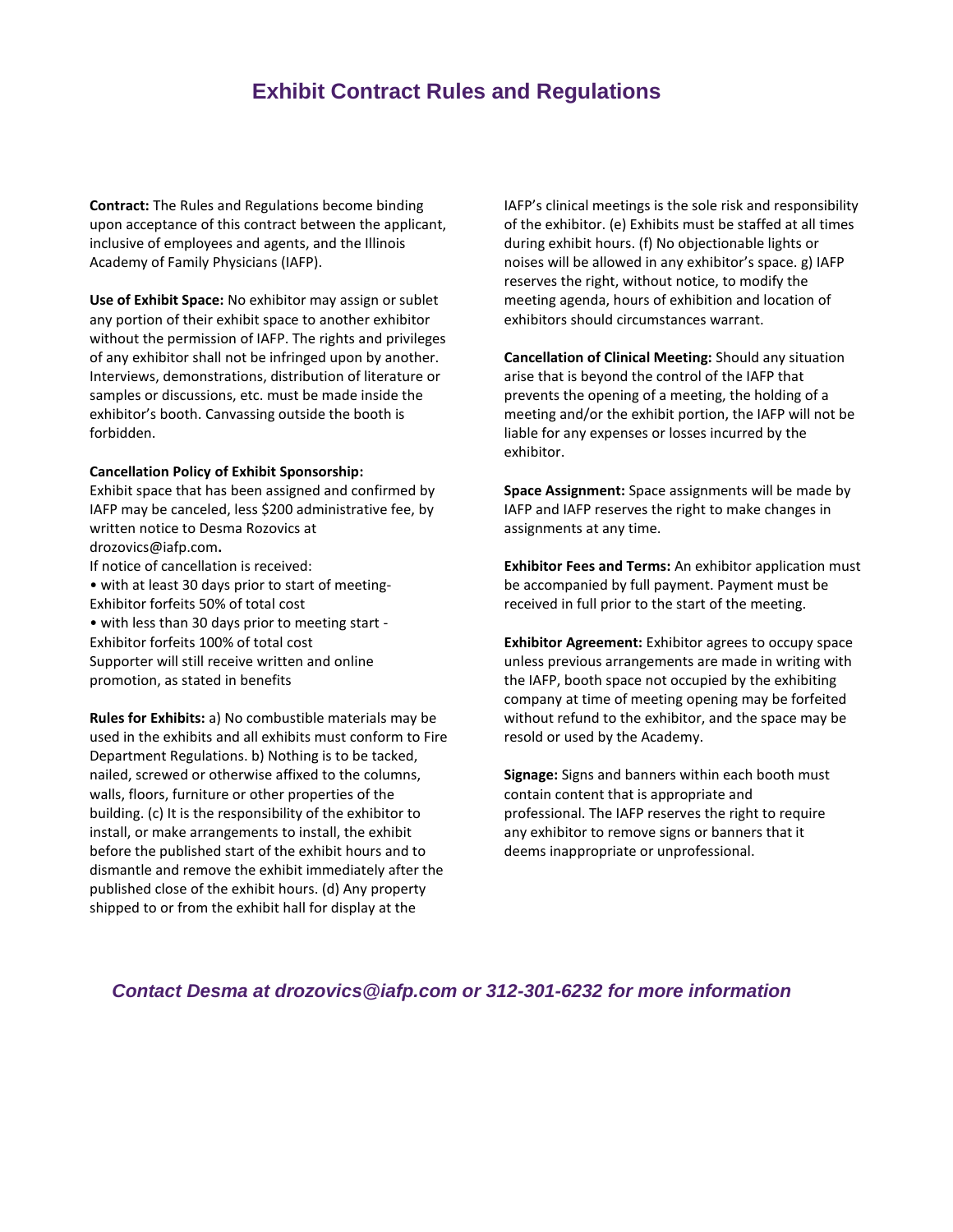# Exhibit Contract Rules and Regulations

**Contract:** The Rules and Regulations become binding upon acceptance of this contract between the applicant, inclusive of employees and agents, and the Illinois Academy of Family Physicians (IAFP).

**Use of Exhibit Space:** No exhibitor may assign or sublet any portion of their exhibit space to another exhibitor without the permission of IAFP. The rights and privileges of any exhibitor shall not be infringed upon by another. Interviews, demonstrations, distribution of literature or samples or discussions, etc. must be made inside the exhibitor's booth. Canvassing outside the booth is forbidden.

**Cancellation Policy of Exhibit Sponsorship:**
Exhibit space that has been assigned and confirmed by IAFP may be canceled, less $200 administrative fee, by written notice to Desma Rozovics at drozovics@iafp.com**.**
If notice of cancellation is received:
- with at least 30 days prior to start of meeting- Exhibitor forfeits 50% of total cost
- with less than 30 days prior to meeting start - Exhibitor forfeits 100% of total cost

Supporter will still receive written and online promotion, as stated in benefits

**Rules for Exhibits:** a) No combustible materials may be used in the exhibits and all exhibits must conform to Fire Department Regulations. b) Nothing is to be tacked, nailed, screwed or otherwise affixed to the columns, walls, floors, furniture or other properties of the building. (c) It is the responsibility of the exhibitor to install, or make arrangements to install, the exhibit before the published start of the exhibit hours and to dismantle and remove the exhibit immediately after the published close of the exhibit hours. (d) Any property shipped to or from the exhibit hall for display at the IAFP's clinical meetings is the sole risk and responsibility of the exhibitor. (e) Exhibits must be staffed at all times during exhibit hours. (f) No objectionable lights or noises will be allowed in any exhibitor's space. g) IAFP reserves the right, without notice, to modify the meeting agenda, hours of exhibition and location of exhibitors should circumstances warrant.

**Cancellation of Clinical Meeting:** Should any situation arise that is beyond the control of the IAFP that prevents the opening of a meeting, the holding of a meeting and/or the exhibit portion, the IAFP will not be liable for any expenses or losses incurred by the exhibitor.

**Space Assignment:** Space assignments will be made by IAFP and IAFP reserves the right to make changes in assignments at any time.

**Exhibitor Fees and Terms:** An exhibitor application must be accompanied by full payment. Payment must be received in full prior to the start of the meeting.

**Exhibitor Agreement:** Exhibitor agrees to occupy space unless previous arrangements are made in writing with the IAFP, booth space not occupied by the exhibiting company at time of meeting opening may be forfeited without refund to the exhibitor, and the space may be resold or used by the Academy.

**Signage:** Signs and banners within each booth must contain content that is appropriate and professional. The IAFP reserves the right to require any exhibitor to remove signs or banners that it deems inappropriate or unprofessional.

***Contact Desma at drozovics@iafp.com or 312-301-6232 for more information***